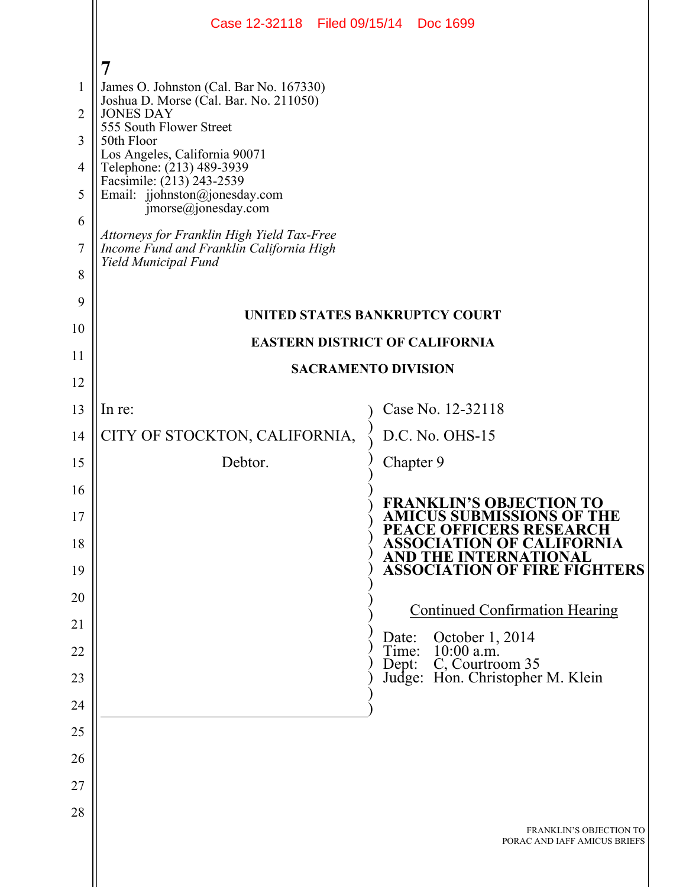James O. Johnston (Cal. Bar No. 167330)
Joshua D. Morse (Cal. Bar. No. 211050)
JONES DAY
555 South Flower Street
50th Floor
Los Angeles, California 90071
Telephone: (213) 489-3939
Facsimile: (213) 243-2539
Email: jjohnston@jonesday.com
jmorse@jonesday.com

*Attorneys for Franklin High Yield Tax-Free Income Fund and Franklin California High Yield Municipal Fund*

**UNITED STATES BANKRUPTCY COURT**

**EASTERN DISTRICT OF CALIFORNIA**

**SACRAMENTO DIVISION**

| | |
|---|---|
| In re:<br><br>CITY OF STOCKTON, CALIFORNIA,<br><br>Debtor. | Case No. 12-32118<br><br>D.C. No. OHS-15<br><br>Chapter 9<br><br>**FRANKLIN'S OBJECTION TO AMICUS SUBMISSIONS OF THE PEACE OFFICERS RESEARCH ASSOCIATION OF CALIFORNIA AND THE INTERNATIONAL ASSOCIATION OF FIRE FIGHTERS**<br><br>Continued Confirmation Hearing<br><br>Date: October 1, 2014<br>Time: 10:00 a.m.<br>Dept: C, Courtroom 35<br>Judge: Hon. Christopher M. Klein |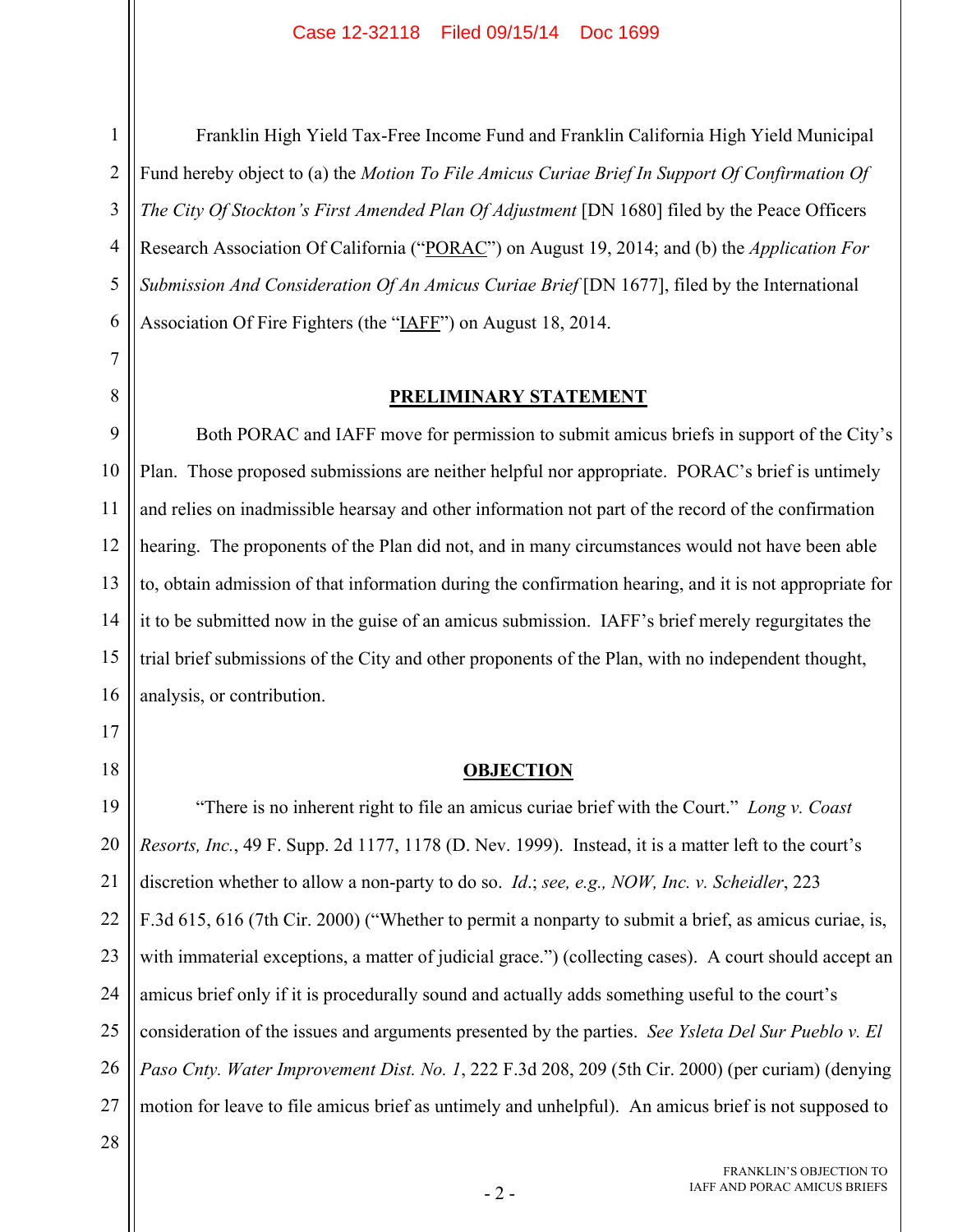Franklin High Yield Tax-Free Income Fund and Franklin California High Yield Municipal Fund hereby object to (a) the *Motion To File Amicus Curiae Brief In Support Of Confirmation Of The City Of Stockton's First Amended Plan Of Adjustment* [DN 1680] filed by the Peace Officers Research Association Of California ("PORAC") on August 19, 2014; and (b) the *Application For Submission And Consideration Of An Amicus Curiae Brief* [DN 1677], filed by the International Association Of Fire Fighters (the "IAFF") on August 18, 2014.

## PRELIMINARY STATEMENT

Both PORAC and IAFF move for permission to submit amicus briefs in support of the City's Plan. Those proposed submissions are neither helpful nor appropriate. PORAC's brief is untimely and relies on inadmissible hearsay and other information not part of the record of the confirmation hearing. The proponents of the Plan did not, and in many circumstances would not have been able to, obtain admission of that information during the confirmation hearing, and it is not appropriate for it to be submitted now in the guise of an amicus submission. IAFF's brief merely regurgitates the trial brief submissions of the City and other proponents of the Plan, with no independent thought, analysis, or contribution.

## OBJECTION

"There is no inherent right to file an amicus curiae brief with the Court." *Long v. Coast Resorts, Inc.*, 49 F. Supp. 2d 1177, 1178 (D. Nev. 1999). Instead, it is a matter left to the court's discretion whether to allow a non-party to do so. *Id.*; *see, e.g., NOW, Inc. v. Scheidler*, 223 F.3d 615, 616 (7th Cir. 2000) ("Whether to permit a nonparty to submit a brief, as amicus curiae, is, with immaterial exceptions, a matter of judicial grace.") (collecting cases). A court should accept an amicus brief only if it is procedurally sound and actually adds something useful to the court's consideration of the issues and arguments presented by the parties. *See Ysleta Del Sur Pueblo v. El Paso Cnty. Water Improvement Dist. No. 1*, 222 F.3d 208, 209 (5th Cir. 2000) (per curiam) (denying motion for leave to file amicus brief as untimely and unhelpful). An amicus brief is not supposed to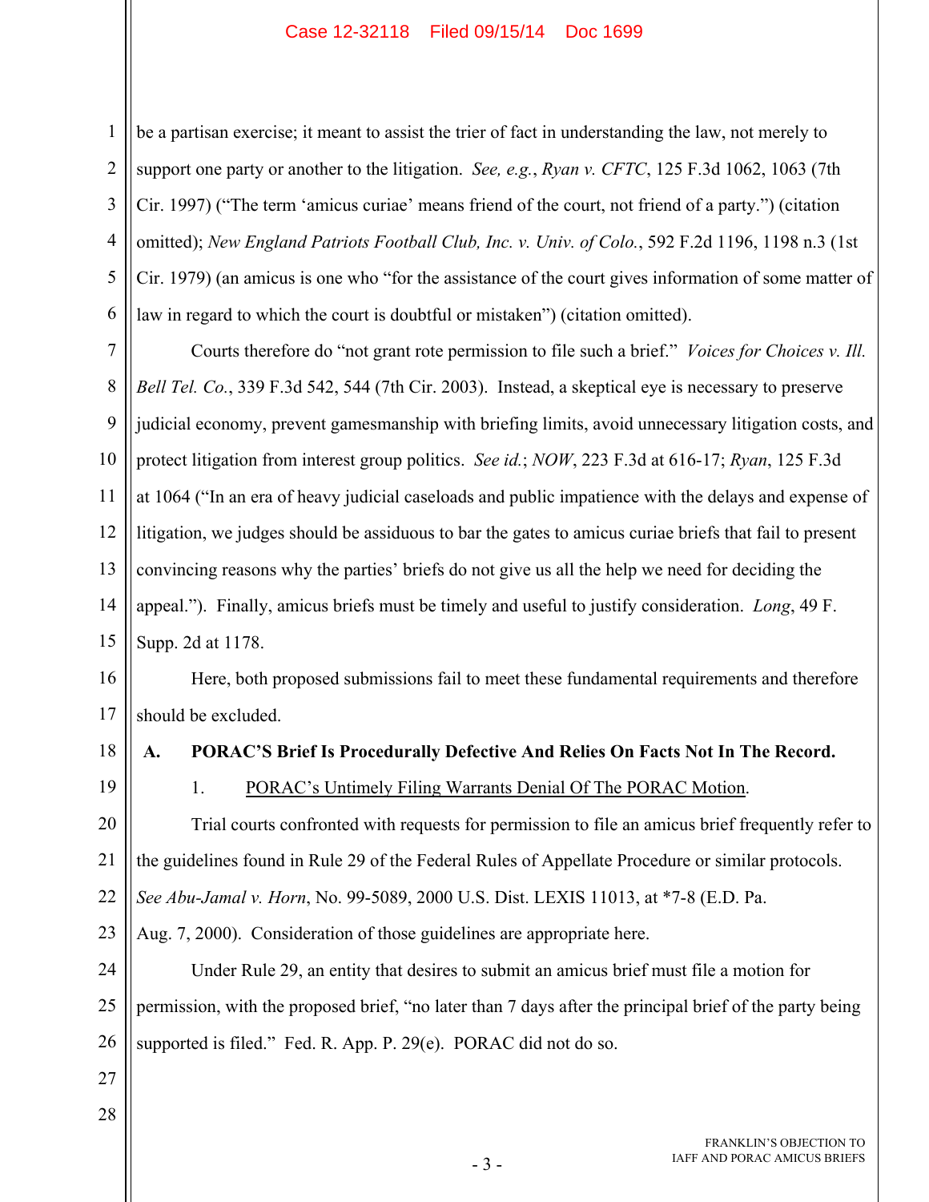be a partisan exercise; it meant to assist the trier of fact in understanding the law, not merely to support one party or another to the litigation. *See, e.g.*, *Ryan v. CFTC*, 125 F.3d 1062, 1063 (7th Cir. 1997) ("The term 'amicus curiae' means friend of the court, not friend of a party.") (citation omitted); *New England Patriots Football Club, Inc. v. Univ. of Colo.*, 592 F.2d 1196, 1198 n.3 (1st Cir. 1979) (an amicus is one who "for the assistance of the court gives information of some matter of law in regard to which the court is doubtful or mistaken") (citation omitted).

Courts therefore do "not grant rote permission to file such a brief." *Voices for Choices v. Ill. Bell Tel. Co.*, 339 F.3d 542, 544 (7th Cir. 2003). Instead, a skeptical eye is necessary to preserve judicial economy, prevent gamesmanship with briefing limits, avoid unnecessary litigation costs, and protect litigation from interest group politics. *See id.*; *NOW*, 223 F.3d at 616-17; *Ryan*, 125 F.3d at 1064 ("In an era of heavy judicial caseloads and public impatience with the delays and expense of litigation, we judges should be assiduous to bar the gates to amicus curiae briefs that fail to present convincing reasons why the parties' briefs do not give us all the help we need for deciding the appeal."). Finally, amicus briefs must be timely and useful to justify consideration. *Long*, 49 F. Supp. 2d at 1178.

Here, both proposed submissions fail to meet these fundamental requirements and therefore should be excluded.

**A. PORAC'S Brief Is Procedurally Defective And Relies On Facts Not In The Record.**

1. PORAC's Untimely Filing Warrants Denial Of The PORAC Motion.

Trial courts confronted with requests for permission to file an amicus brief frequently refer to the guidelines found in Rule 29 of the Federal Rules of Appellate Procedure or similar protocols. *See Abu-Jamal v. Horn*, No. 99-5089, 2000 U.S. Dist. LEXIS 11013, at *7-8 (E.D. Pa. Aug. 7, 2000). Consideration of those guidelines are appropriate here.

Under Rule 29, an entity that desires to submit an amicus brief must file a motion for permission, with the proposed brief, "no later than 7 days after the principal brief of the party being supported is filed." Fed. R. App. P. 29(e). PORAC did not do so.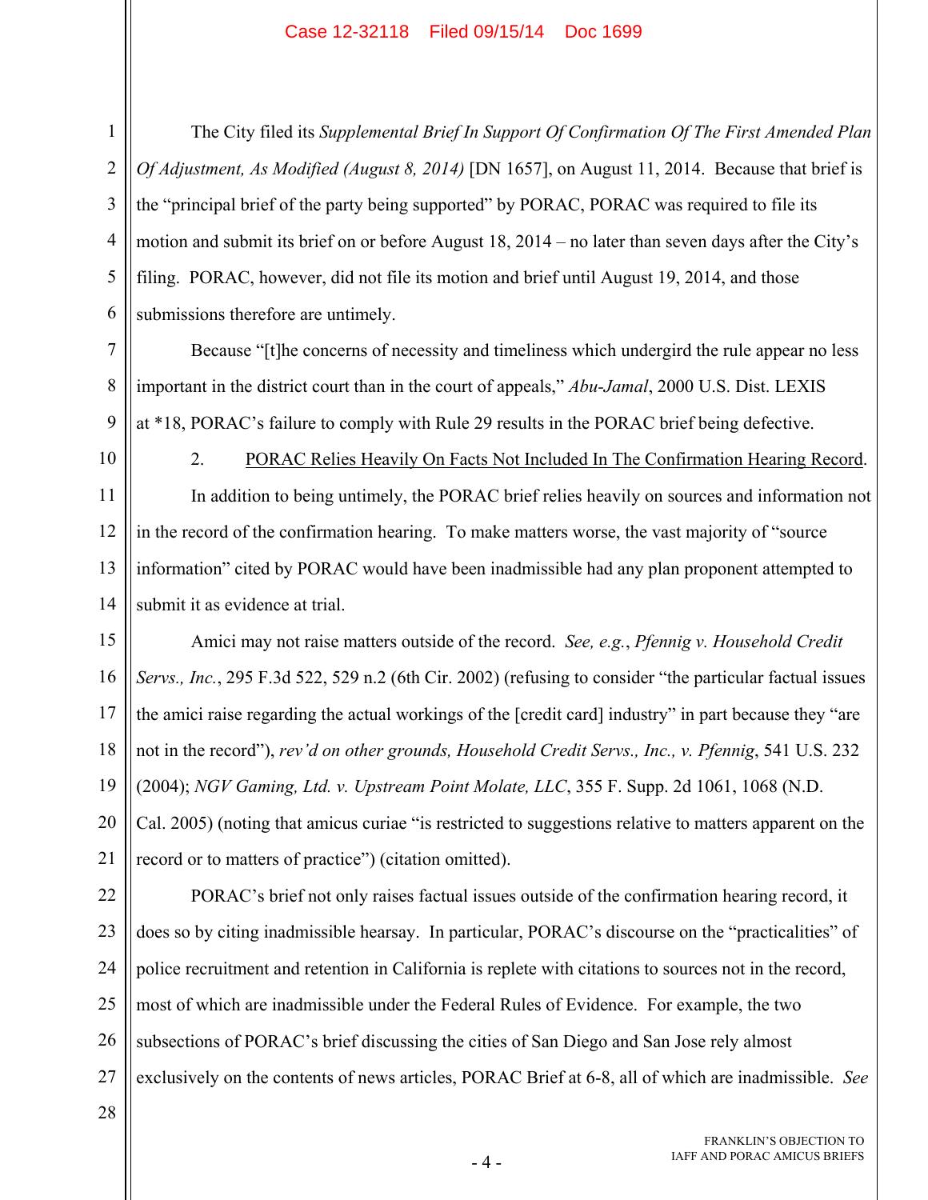The City filed its *Supplemental Brief In Support Of Confirmation Of The First Amended Plan Of Adjustment, As Modified (August 8, 2014)* [DN 1657], on August 11, 2014. Because that brief is the "principal brief of the party being supported" by PORAC, PORAC was required to file its motion and submit its brief on or before August 18, 2014 – no later than seven days after the City's filing. PORAC, however, did not file its motion and brief until August 19, 2014, and those submissions therefore are untimely.

Because "[t]he concerns of necessity and timeliness which undergird the rule appear no less important in the district court than in the court of appeals," *Abu-Jamal*, 2000 U.S. Dist. LEXIS at *18, PORAC's failure to comply with Rule 29 results in the PORAC brief being defective.

2. <u>PORAC Relies Heavily On Facts Not Included In The Confirmation Hearing Record</u>.

In addition to being untimely, the PORAC brief relies heavily on sources and information not in the record of the confirmation hearing. To make matters worse, the vast majority of "source information" cited by PORAC would have been inadmissible had any plan proponent attempted to submit it as evidence at trial.

Amici may not raise matters outside of the record. *See, e.g.*, *Pfennig v. Household Credit Servs., Inc.*, 295 F.3d 522, 529 n.2 (6th Cir. 2002) (refusing to consider "the particular factual issues the amici raise regarding the actual workings of the [credit card] industry" in part because they "are not in the record"), *rev'd on other grounds, Household Credit Servs., Inc., v. Pfennig*, 541 U.S. 232 (2004); *NGV Gaming, Ltd. v. Upstream Point Molate, LLC*, 355 F. Supp. 2d 1061, 1068 (N.D. Cal. 2005) (noting that amicus curiae "is restricted to suggestions relative to matters apparent on the record or to matters of practice") (citation omitted).

PORAC's brief not only raises factual issues outside of the confirmation hearing record, it does so by citing inadmissible hearsay. In particular, PORAC's discourse on the "practicalities" of police recruitment and retention in California is replete with citations to sources not in the record, most of which are inadmissible under the Federal Rules of Evidence. For example, the two subsections of PORAC's brief discussing the cities of San Diego and San Jose rely almost exclusively on the contents of news articles, PORAC Brief at 6-8, all of which are inadmissible. *See*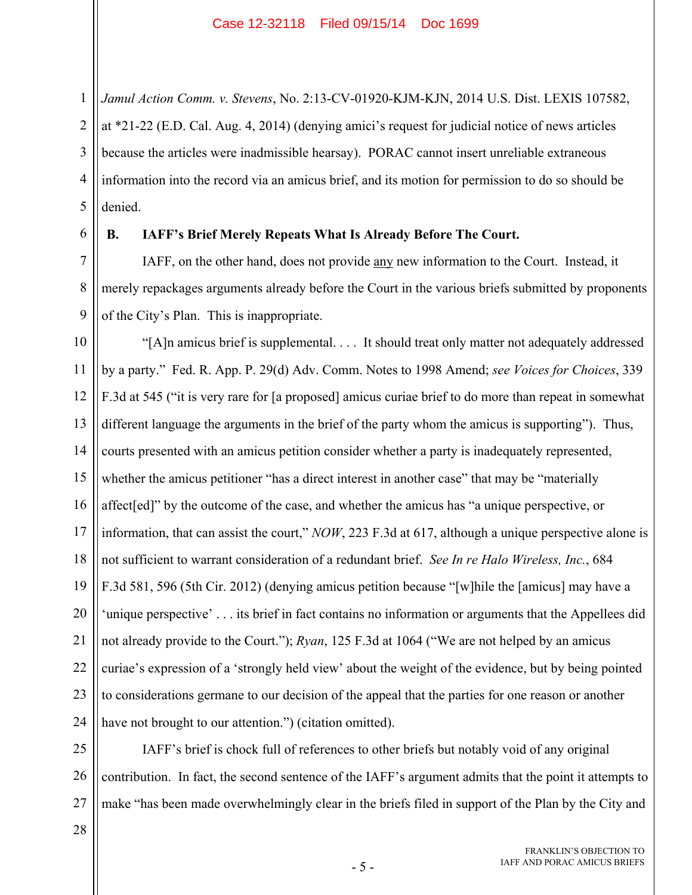*Jamul Action Comm. v. Stevens*, No. 2:13-CV-01920-KJM-KJN, 2014 U.S. Dist. LEXIS 107582, at *21-22 (E.D. Cal. Aug. 4, 2014) (denying amici's request for judicial notice of news articles because the articles were inadmissible hearsay). PORAC cannot insert unreliable extraneous information into the record via an amicus brief, and its motion for permission to do so should be denied.

**B. IAFF's Brief Merely Repeats What Is Already Before The Court.**

IAFF, on the other hand, does not provide any new information to the Court. Instead, it merely repackages arguments already before the Court in the various briefs submitted by proponents of the City's Plan. This is inappropriate.

"[A]n amicus brief is supplemental. . . . It should treat only matter not adequately addressed by a party." Fed. R. App. P. 29(d) Adv. Comm. Notes to 1998 Amend; *see Voices for Choices*, 339 F.3d at 545 ("it is very rare for [a proposed] amicus curiae brief to do more than repeat in somewhat different language the arguments in the brief of the party whom the amicus is supporting"). Thus, courts presented with an amicus petition consider whether a party is inadequately represented, whether the amicus petitioner "has a direct interest in another case" that may be "materially affect[ed]" by the outcome of the case, and whether the amicus has "a unique perspective, or information, that can assist the court," *NOW*, 223 F.3d at 617, although a unique perspective alone is not sufficient to warrant consideration of a redundant brief. *See In re Halo Wireless, Inc.*, 684 F.3d 581, 596 (5th Cir. 2012) (denying amicus petition because "[w]hile the [amicus] may have a 'unique perspective' . . . its brief in fact contains no information or arguments that the Appellees did not already provide to the Court."); *Ryan*, 125 F.3d at 1064 ("We are not helped by an amicus curiae's expression of a 'strongly held view' about the weight of the evidence, but by being pointed to considerations germane to our decision of the appeal that the parties for one reason or another have not brought to our attention.") (citation omitted).

IAFF's brief is chock full of references to other briefs but notably void of any original contribution. In fact, the second sentence of the IAFF's argument admits that the point it attempts to make "has been made overwhelmingly clear in the briefs filed in support of the Plan by the City and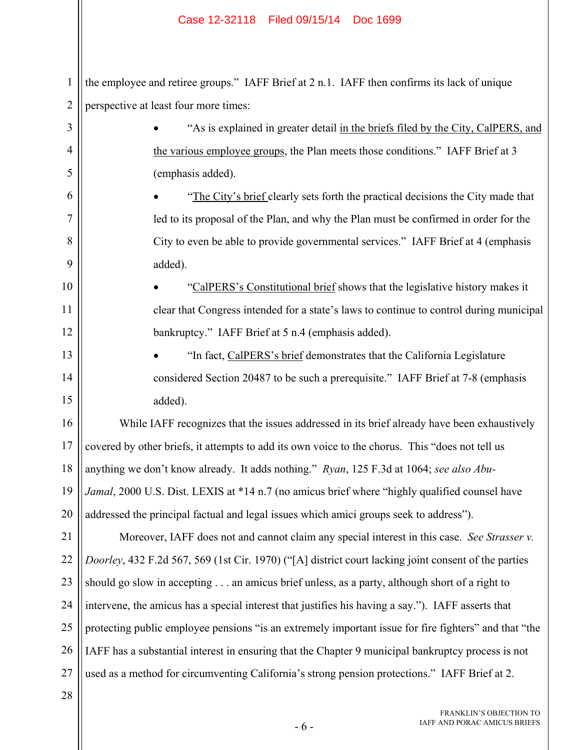the employee and retiree groups." IAFF Brief at 2 n.1. IAFF then confirms its lack of unique perspective at least four more times:

- "As is explained in greater detail <u>in the briefs filed by the City, CalPERS, and the various employee groups</u>, the Plan meets those conditions." IAFF Brief at 3 (emphasis added).
- "<u>The City's brief</u> clearly sets forth the practical decisions the City made that led to its proposal of the Plan, and why the Plan must be confirmed in order for the City to even be able to provide governmental services." IAFF Brief at 4 (emphasis added).
- "<u>CalPERS's Constitutional brief</u> shows that the legislative history makes it clear that Congress intended for a state's laws to continue to control during municipal bankruptcy." IAFF Brief at 5 n.4 (emphasis added).
- "In fact, <u>CalPERS's brief</u> demonstrates that the California Legislature considered Section 20487 to be such a prerequisite." IAFF Brief at 7-8 (emphasis added).

While IAFF recognizes that the issues addressed in its brief already have been exhaustively covered by other briefs, it attempts to add its own voice to the chorus. This "does not tell us anything we don't know already. It adds nothing." *Ryan*, 125 F.3d at 1064; *see also Abu-Jamal*, 2000 U.S. Dist. LEXIS at *14 n.7 (no amicus brief where "highly qualified counsel have addressed the principal factual and legal issues which amici groups seek to address").

Moreover, IAFF does not and cannot claim any special interest in this case. *See Strasser v. Doorley*, 432 F.2d 567, 569 (1st Cir. 1970) ("[A] district court lacking joint consent of the parties should go slow in accepting . . . an amicus brief unless, as a party, although short of a right to intervene, the amicus has a special interest that justifies his having a say."). IAFF asserts that protecting public employee pensions "is an extremely important issue for fire fighters" and that "the IAFF has a substantial interest in ensuring that the Chapter 9 municipal bankruptcy process is not used as a method for circumventing California's strong pension protections." IAFF Brief at 2.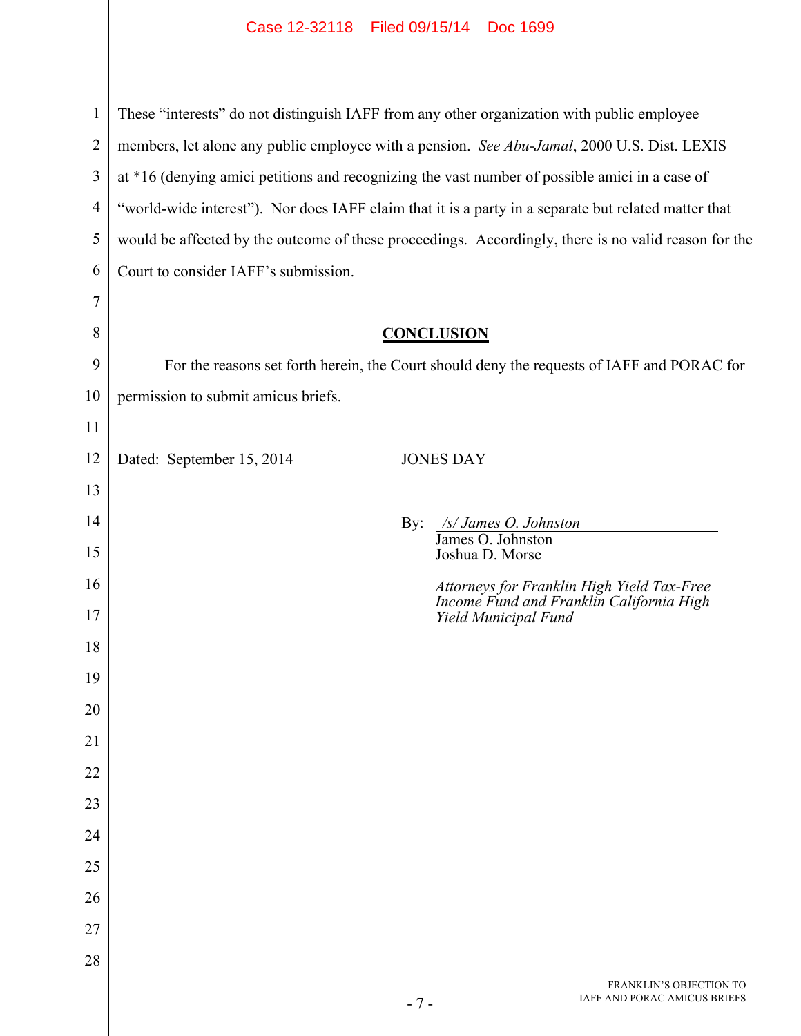These "interests" do not distinguish IAFF from any other organization with public employee members, let alone any public employee with a pension. *See Abu-Jamal*, 2000 U.S. Dist. LEXIS at *16 (denying amici petitions and recognizing the vast number of possible amici in a case of "world-wide interest"). Nor does IAFF claim that it is a party in a separate but related matter that would be affected by the outcome of these proceedings. Accordingly, there is no valid reason for the Court to consider IAFF's submission.

## CONCLUSION

For the reasons set forth herein, the Court should deny the requests of IAFF and PORAC for permission to submit amicus briefs.

Dated: September 15, 2014

JONES DAY

By: */s/ James O. Johnston*
James O. Johnston
Joshua D. Morse

*Attorneys for Franklin High Yield Tax-Free Income Fund and Franklin California High Yield Municipal Fund*